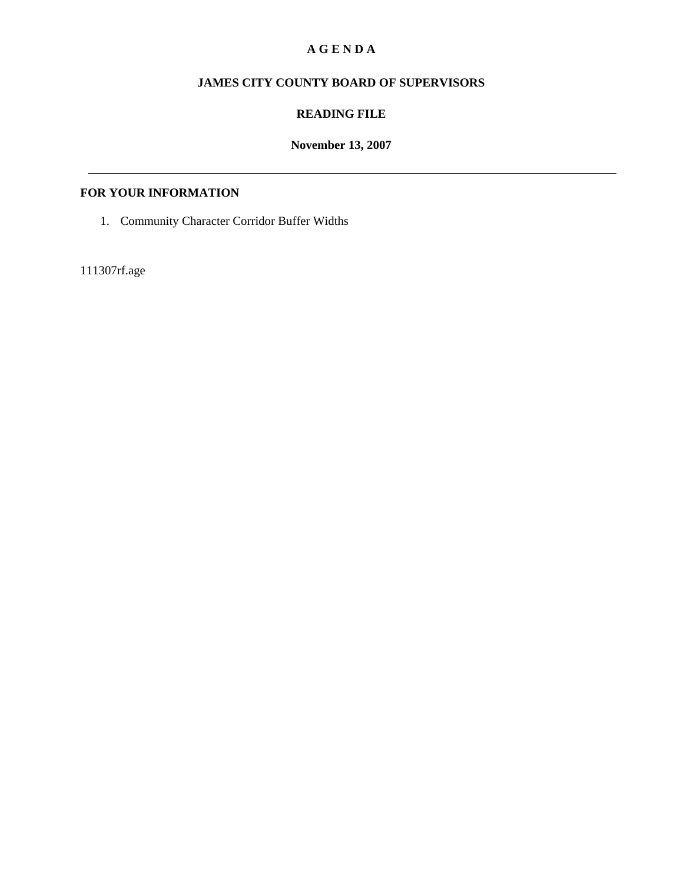# A G E N D A

## JAMES CITY COUNTY BOARD OF SUPERVISORS

## READING FILE

**November 13, 2007**

---

### FOR YOUR INFORMATION

1. Community Character Corridor Buffer Widths

111307rf.age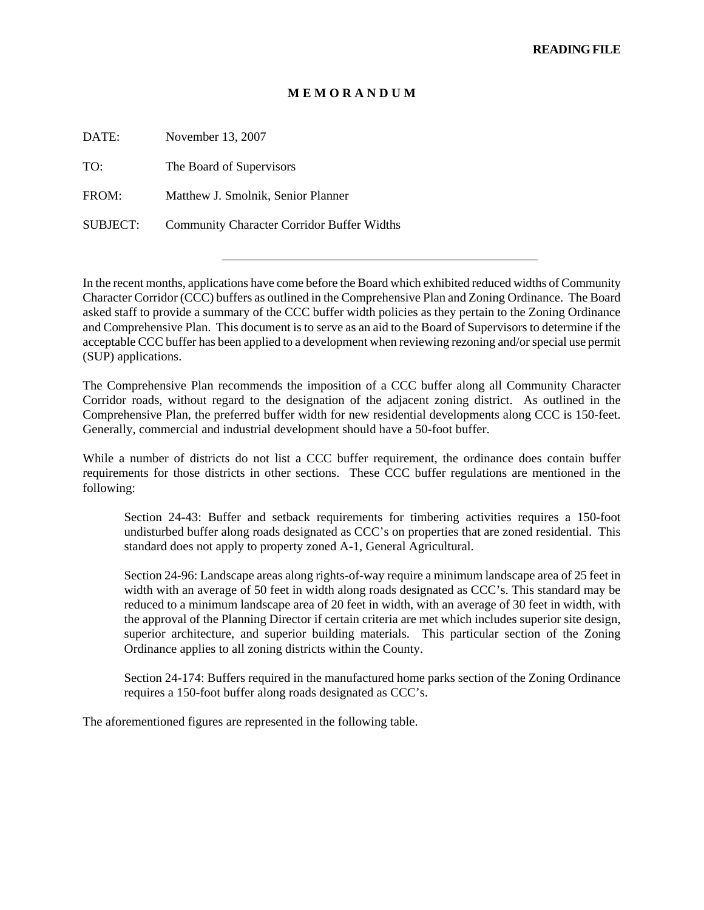**READING FILE**

# M E M O R A N D U M

DATE: November 13, 2007

TO: The Board of Supervisors

FROM: Matthew J. Smolnik, Senior Planner

SUBJECT: Community Character Corridor Buffer Widths

---

In the recent months, applications have come before the Board which exhibited reduced widths of Community Character Corridor (CCC) buffers as outlined in the Comprehensive Plan and Zoning Ordinance. The Board asked staff to provide a summary of the CCC buffer width policies as they pertain to the Zoning Ordinance and Comprehensive Plan. This document is to serve as an aid to the Board of Supervisors to determine if the acceptable CCC buffer has been applied to a development when reviewing rezoning and/or special use permit (SUP) applications.

The Comprehensive Plan recommends the imposition of a CCC buffer along all Community Character Corridor roads, without regard to the designation of the adjacent zoning district. As outlined in the Comprehensive Plan, the preferred buffer width for new residential developments along CCC is 150-feet. Generally, commercial and industrial development should have a 50-foot buffer.

While a number of districts do not list a CCC buffer requirement, the ordinance does contain buffer requirements for those districts in other sections. These CCC buffer regulations are mentioned in the following:

> Section 24-43: Buffer and setback requirements for timbering activities requires a 150-foot undisturbed buffer along roads designated as CCC's on properties that are zoned residential. This standard does not apply to property zoned A-1, General Agricultural.
>
> Section 24-96: Landscape areas along rights-of-way require a minimum landscape area of 25 feet in width with an average of 50 feet in width along roads designated as CCC's. This standard may be reduced to a minimum landscape area of 20 feet in width, with an average of 30 feet in width, with the approval of the Planning Director if certain criteria are met which includes superior site design, superior architecture, and superior building materials. This particular section of the Zoning Ordinance applies to all zoning districts within the County.
>
> Section 24-174: Buffers required in the manufactured home parks section of the Zoning Ordinance requires a 150-foot buffer along roads designated as CCC's.

The aforementioned figures are represented in the following table.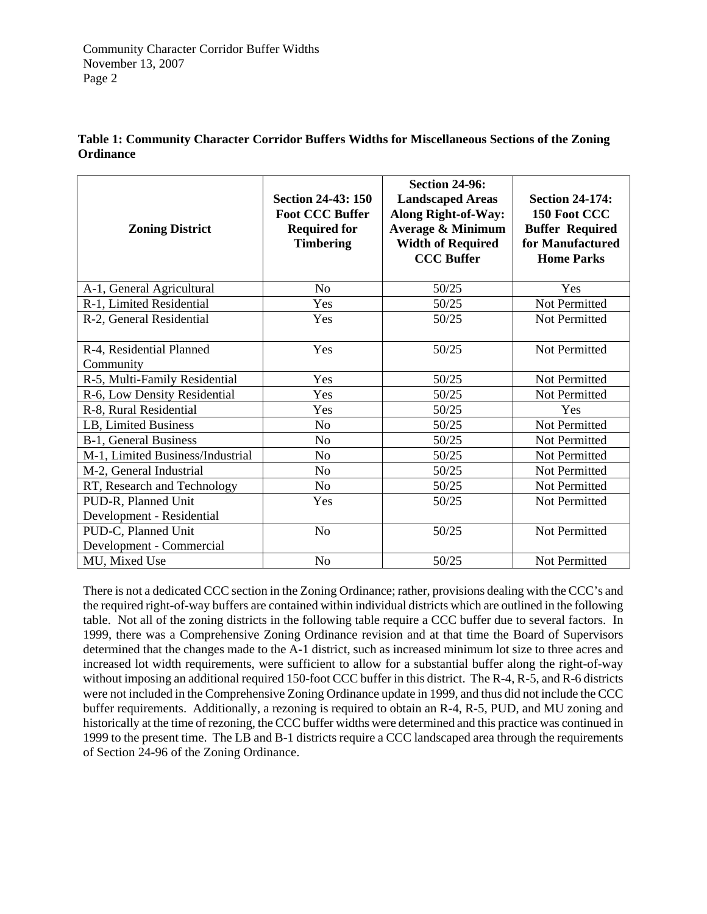**Table 1: Community Character Corridor Buffers Widths for Miscellaneous Sections of the Zoning Ordinance**

| Zoning District | Section 24-43: 150 Foot CCC Buffer Required for Timbering | Section 24-96: Landscaped Areas Along Right-of-Way: Average & Minimum Width of Required CCC Buffer | Section 24-174: 150 Foot CCC Buffer Required for Manufactured Home Parks |
|---|---|---|---|
| A-1, General Agricultural | No | 50/25 | Yes |
| R-1, Limited Residential | Yes | 50/25 | Not Permitted |
| R-2, General Residential | Yes | 50/25 | Not Permitted |
| R-4, Residential Planned Community | Yes | 50/25 | Not Permitted |
| R-5, Multi-Family Residential | Yes | 50/25 | Not Permitted |
| R-6, Low Density Residential | Yes | 50/25 | Not Permitted |
| R-8, Rural Residential | Yes | 50/25 | Yes |
| LB, Limited Business | No | 50/25 | Not Permitted |
| B-1, General Business | No | 50/25 | Not Permitted |
| M-1, Limited Business/Industrial | No | 50/25 | Not Permitted |
| M-2, General Industrial | No | 50/25 | Not Permitted |
| RT, Research and Technology | No | 50/25 | Not Permitted |
| PUD-R, Planned Unit Development - Residential | Yes | 50/25 | Not Permitted |
| PUD-C, Planned Unit Development - Commercial | No | 50/25 | Not Permitted |
| MU, Mixed Use | No | 50/25 | Not Permitted |

There is not a dedicated CCC section in the Zoning Ordinance; rather, provisions dealing with the CCC's and the required right-of-way buffers are contained within individual districts which are outlined in the following table. Not all of the zoning districts in the following table require a CCC buffer due to several factors. In 1999, there was a Comprehensive Zoning Ordinance revision and at that time the Board of Supervisors determined that the changes made to the A-1 district, such as increased minimum lot size to three acres and increased lot width requirements, were sufficient to allow for a substantial buffer along the right-of-way without imposing an additional required 150-foot CCC buffer in this district. The R-4, R-5, and R-6 districts were not included in the Comprehensive Zoning Ordinance update in 1999, and thus did not include the CCC buffer requirements. Additionally, a rezoning is required to obtain an R-4, R-5, PUD, and MU zoning and historically at the time of rezoning, the CCC buffer widths were determined and this practice was continued in 1999 to the present time. The LB and B-1 districts require a CCC landscaped area through the requirements of Section 24-96 of the Zoning Ordinance.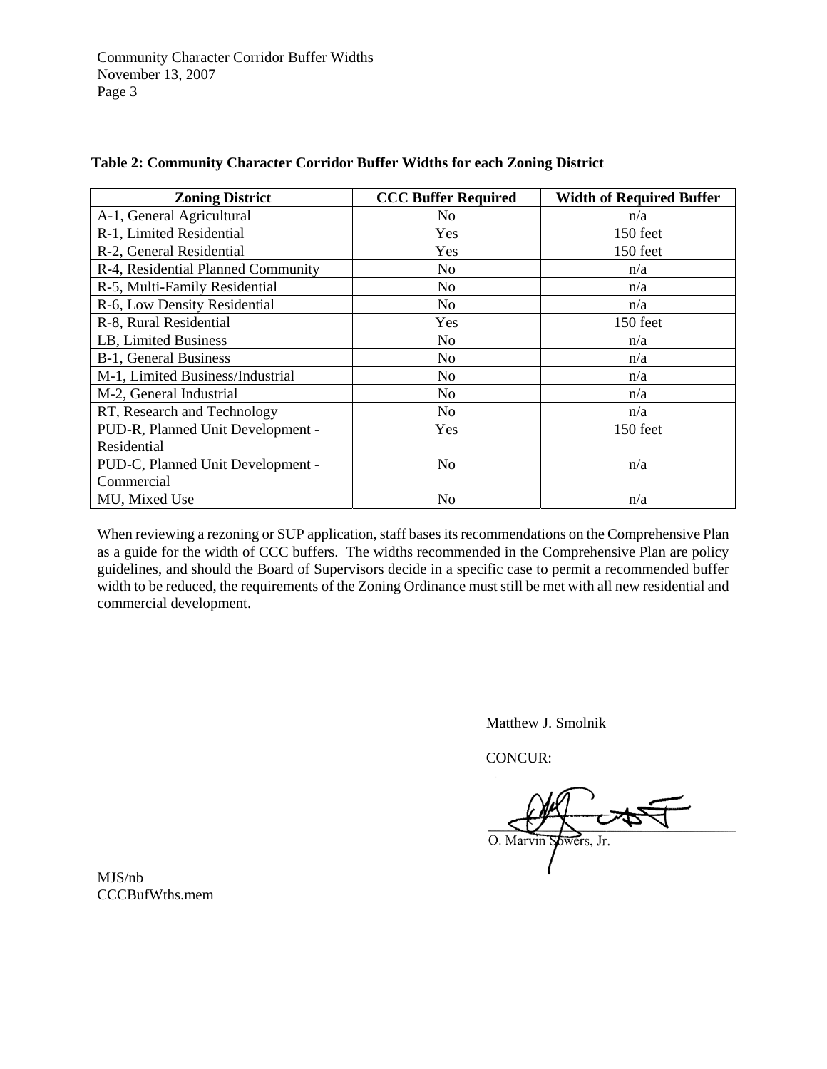**Table 2: Community Character Corridor Buffer Widths for each Zoning District**

| Zoning District | CCC Buffer Required | Width of Required Buffer |
|---|---|---|
| A-1, General Agricultural | No | n/a |
| R-1, Limited Residential | Yes | 150 feet |
| R-2, General Residential | Yes | 150 feet |
| R-4, Residential Planned Community | No | n/a |
| R-5, Multi-Family Residential | No | n/a |
| R-6, Low Density Residential | No | n/a |
| R-8, Rural Residential | Yes | 150 feet |
| LB, Limited Business | No | n/a |
| B-1, General Business | No | n/a |
| M-1, Limited Business/Industrial | No | n/a |
| M-2, General Industrial | No | n/a |
| RT, Research and Technology | No | n/a |
| PUD-R, Planned Unit Development - Residential | Yes | 150 feet |
| PUD-C, Planned Unit Development - Commercial | No | n/a |
| MU, Mixed Use | No | n/a |

When reviewing a rezoning or SUP application, staff bases its recommendations on the Comprehensive Plan as a guide for the width of CCC buffers. The widths recommended in the Comprehensive Plan are policy guidelines, and should the Board of Supervisors decide in a specific case to permit a recommended buffer width to be reduced, the requirements of the Zoning Ordinance must still be met with all new residential and commercial development.

Matthew J. Smolnik

CONCUR:

O. Marvin Sowers, Jr.

MJS/nb
CCCBufWths.mem